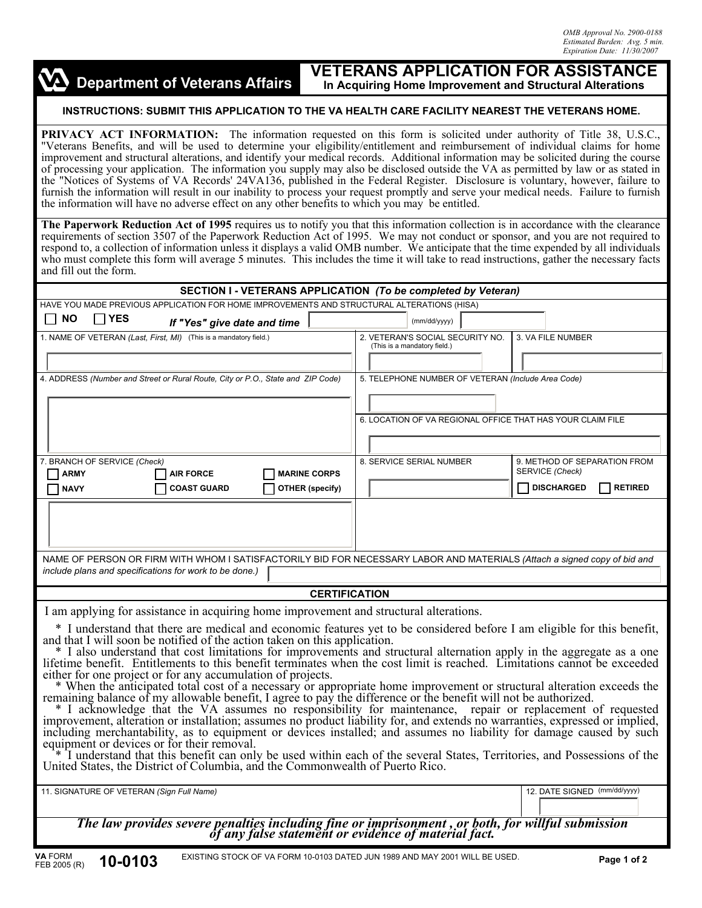OMB Approval No. 2900-0188
Estimated Burden: Avg. 5 min.
Expiration Date: 11/30/2007

# Department of Veterans Affairs

## VETERANS APPLICATION FOR ASSISTANCE
### In Acquiring Home Improvement and Structural Alterations

**INSTRUCTIONS: SUBMIT THIS APPLICATION TO THE VA HEALTH CARE FACILITY NEAREST THE VETERANS HOME.**

**PRIVACY ACT INFORMATION:** The information requested on this form is solicited under authority of Title 38, U.S.C., "Veterans Benefits, and will be used to determine your eligibility/entitlement and reimbursement of individual claims for home improvement and structural alterations, and identify your medical records. Additional information may be solicited during the course of processing your application. The information you supply may also be disclosed outside the VA as permitted by law or as stated in the "Notices of Systems of VA Records' 24VA136, published in the Federal Register. Disclosure is voluntary, however, failure to furnish the information will result in our inability to process your request promptly and serve your medical needs. Failure to furnish the information will have no adverse effect on any other benefits to which you may be entitled.

**The Paperwork Reduction Act of 1995** requires us to notify you that this information collection is in accordance with the clearance requirements of section 3507 of the Paperwork Reduction Act of 1995. We may not conduct or sponsor, and you are not required to respond to, a collection of information unless it displays a valid OMB number. We anticipate that the time expended by all individuals who must complete this form will average 5 minutes. This includes the time it will take to read instructions, gather the necessary facts and fill out the form.

### SECTION I - VETERANS APPLICATION *(To be completed by Veteran)*

HAVE YOU MADE PREVIOUS APPLICATION FOR HOME IMPROVEMENTS AND STRUCTURAL ALTERATIONS (HISA)

☐ NO ☐ YES *If "Yes" give date and time* ______ (mm/dd/yyyy) ______

| 1. NAME OF VETERAN *(Last, First, MI)* (This is a mandatory field.) | 2. VETERAN'S SOCIAL SECURITY NO. (This is a mandatory field.) | 3. VA FILE NUMBER |
|---|---|---|
| | | |

| 4. ADDRESS *(Number and Street or Rural Route, City or P.O., State and ZIP Code)* | 5. TELEPHONE NUMBER OF VETERAN *(Include Area Code)* |
|---|---|
| | |
| | 6. LOCATION OF VA REGIONAL OFFICE THAT HAS YOUR CLAIM FILE |
| | |

| 7. BRANCH OF SERVICE *(Check)* | 8. SERVICE SERIAL NUMBER | 9. METHOD OF SEPARATION FROM SERVICE *(Check)* |
|---|---|---|
| ☐ ARMY ☐ AIR FORCE ☐ MARINE CORPS ☐ NAVY ☐ COAST GUARD ☐ OTHER (specify) | | ☐ DISCHARGED ☐ RETIRED |
| | | |

NAME OF PERSON OR FIRM WITH WHOM I SATISFACTORILY BID FOR NECESSARY LABOR AND MATERIALS *(Attach a signed copy of bid and include plans and specifications for work to be done.)*

### CERTIFICATION

I am applying for assistance in acquiring home improvement and structural alterations.

* I understand that there are medical and economic features yet to be considered before I am eligible for this benefit, and that I will soon be notified of the action taken on this application.
* I also understand that cost limitations for improvements and structural alternation apply in the aggregate as a one lifetime benefit. Entitlements to this benefit terminates when the cost limit is reached. Limitations cannot be exceeded either for one project or for any accumulation of projects.
* When the anticipated total cost of a necessary or appropriate home improvement or structural alteration exceeds the remaining balance of my allowable benefit, I agree to pay the difference or the benefit will not be authorized.
* I acknowledge that the VA assumes no responsibility for maintenance, repair or replacement of requested improvement, alteration or installation; assumes no product liability for, and extends no warranties, expressed or implied, including merchantability, as to equipment or devices installed; and assumes no liability for damage caused by such equipment or devices or for their removal.
* I understand that this benefit can only be used within each of the several States, Territories, and Possessions of the United States, the District of Columbia, and the Commonwealth of Puerto Rico.

| 11. SIGNATURE OF VETERAN *(Sign Full Name)* | 12. DATE SIGNED (mm/dd/yyyy) |
|---|---|
| | |

***The law provides severe penalties including fine or imprisonment , or both, for willful submission of any false statement or evidence of material fact.***

**VA FORM** FEB 2005 (R) **10-0103** EXISTING STOCK OF VA FORM 10-0103 DATED JUN 1989 AND MAY 2001 WILL BE USED.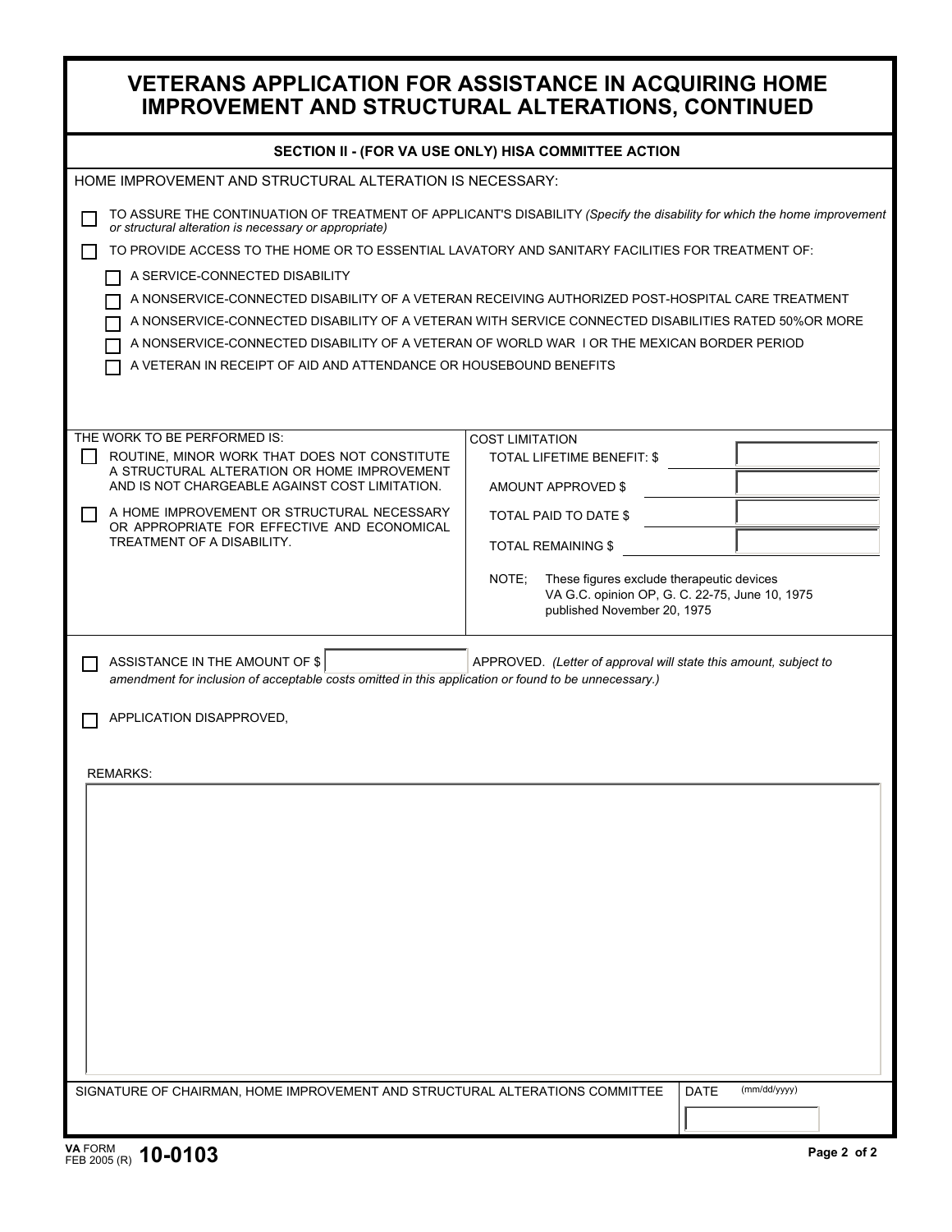# VETERANS APPLICATION FOR ASSISTANCE IN ACQUIRING HOME IMPROVEMENT AND STRUCTURAL ALTERATIONS, CONTINUED

## SECTION II - (FOR VA USE ONLY) HISA COMMITTEE ACTION

HOME IMPROVEMENT AND STRUCTURAL ALTERATION IS NECESSARY:

☐ TO ASSURE THE CONTINUATION OF TREATMENT OF APPLICANT'S DISABILITY *(Specify the disability for which the home improvement or structural alteration is necessary or appropriate)*

☐ TO PROVIDE ACCESS TO THE HOME OR TO ESSENTIAL LAVATORY AND SANITARY FACILITIES FOR TREATMENT OF:

- ☐ A SERVICE-CONNECTED DISABILITY
- ☐ A NONSERVICE-CONNECTED DISABILITY OF A VETERAN RECEIVING AUTHORIZED POST-HOSPITAL CARE TREATMENT
- ☐ A NONSERVICE-CONNECTED DISABILITY OF A VETERAN WITH SERVICE CONNECTED DISABILITIES RATED 50%OR MORE
- ☐ A NONSERVICE-CONNECTED DISABILITY OF A VETERAN OF WORLD WAR I OR THE MEXICAN BORDER PERIOD
- ☐ A VETERAN IN RECEIPT OF AID AND ATTENDANCE OR HOUSEBOUND BENEFITS

THE WORK TO BE PERFORMED IS:

☐ ROUTINE, MINOR WORK THAT DOES NOT CONSTITUTE A STRUCTURAL ALTERATION OR HOME IMPROVEMENT AND IS NOT CHARGEABLE AGAINST COST LIMITATION.

☐ A HOME IMPROVEMENT OR STRUCTURAL NECESSARY OR APPROPRIATE FOR EFFECTIVE AND ECONOMICAL TREATMENT OF A DISABILITY.

COST LIMITATION

TOTAL LIFETIME BENEFIT: $ ________

AMOUNT APPROVED $ ________

TOTAL PAID TO DATE $ ________

TOTAL REMAINING $ ________

NOTE; These figures exclude therapeutic devices VA G.C. opinion OP, G. C. 22-75, June 10, 1975 published November 20, 1975

☐ ASSISTANCE IN THE AMOUNT OF $ ________ APPROVED. *(Letter of approval will state this amount, subject to amendment for inclusion of acceptable costs omitted in this application or found to be unnecessary.)*

☐ APPLICATION DISAPPROVED,

REMARKS:

SIGNATURE OF CHAIRMAN, HOME IMPROVEMENT AND STRUCTURAL ALTERATIONS COMMITTEE

DATE (mm/dd/yyyy)

VA FORM FEB 2005 (R) **10-0103**